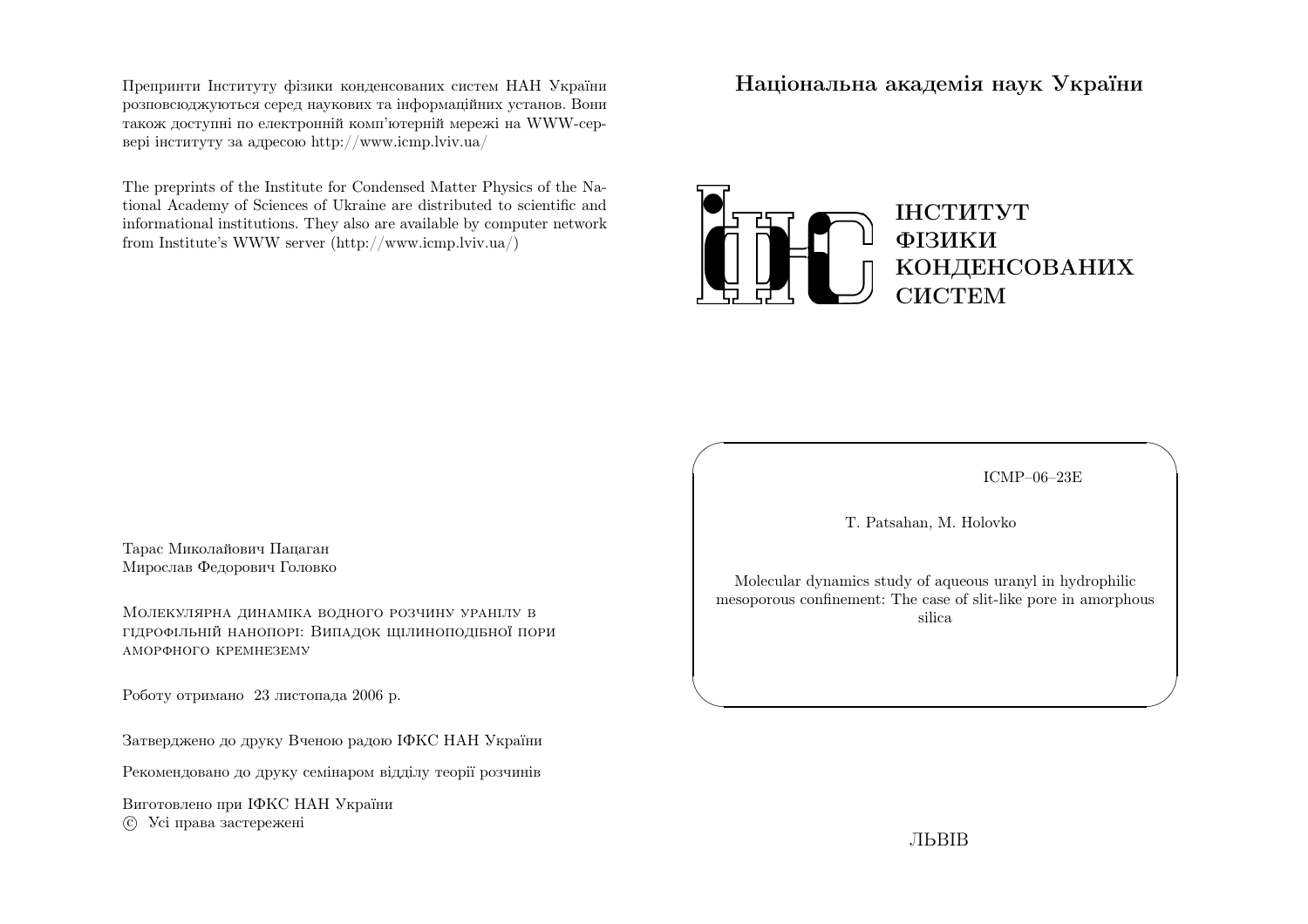Препринти Інституту фізики конденсованих систем НАН України розповсюджуються серед наукових та інформаційних установ. Вони також доступні по електронній комп'ютерній мережі на WWW-сервері інституту за адресою http://www.icmp.lviv.ua/

The preprints of the Institute for Condensed Matter Physics of the National Academy of Sciences of Ukraine are distributed to scientific and informational institutions. They also are available by computer network from Institute's WWW server (http://www.icmp.lviv.ua/)

Тарас Миколайович Пацаган
Мирослав Федорович Головко

Молекулярна динаміка водного розчину уранілу в гідрофільній нанопорі: Випадок щілиноподібної пори аморфного кремнезему

Роботу отримано 23 листопада 2006 р.

Затверджено до друку Вченою радою ІФКС НАН України

Рекомендовано до друку семінаром відділу теорії розчинів

Виготовлено при ІФКС НАН України
© Усі права застережені

**Національна академія наук України**

ІНСТИТУТ
ФІЗИКИ
КОНДЕНСОВАНИХ
СИСТЕМ

ICMP–06–23E

T. Patsahan, M. Holovko

Molecular dynamics study of aqueous uranyl in hydrophilic mesoporous confinement: The case of slit-like pore in amorphous silica

ЛЬВІВ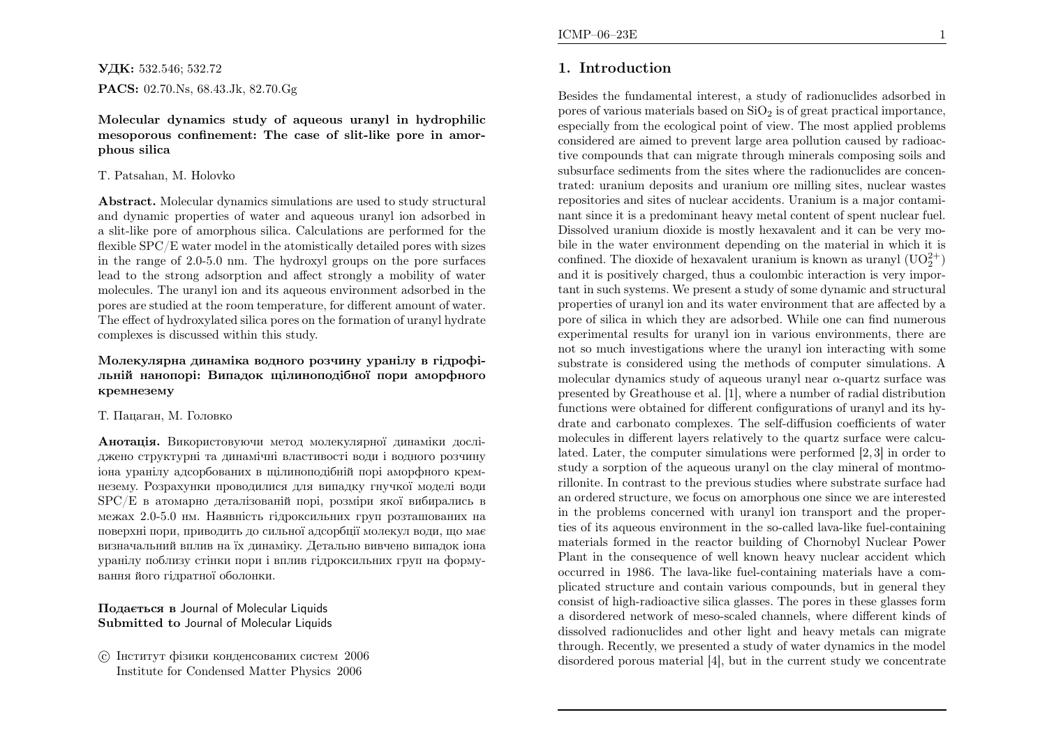**УДК:** 532.546; 532.72

**PACS:** 02.70.Ns, 68.43.Jk, 82.70.Gg

**Molecular dynamics study of aqueous uranyl in hydrophilic mesoporous confinement: The case of slit-like pore in amorphous silica**

T. Patsahan, M. Holovko

**Abstract.** Molecular dynamics simulations are used to study structural and dynamic properties of water and aqueous uranyl ion adsorbed in a slit-like pore of amorphous silica. Calculations are performed for the flexible SPC/E water model in the atomistically detailed pores with sizes in the range of 2.0-5.0 nm. The hydroxyl groups on the pore surfaces lead to the strong adsorption and affect strongly a mobility of water molecules. The uranyl ion and its aqueous environment adsorbed in the pores are studied at the room temperature, for different amount of water. The effect of hydroxylated silica pores on the formation of uranyl hydrate complexes is discussed within this study.

**Молекулярна динаміка водного розчину уранілу в гідрофільній нанопорі: Випадок щілиноподібної пори аморфного кремнезему**

Т. Пацаган, М. Головко

**Анотація.** Використовуючи метод молекулярної динаміки досліджено структурні та динамічні властивості води і водного розчину іона уранілу адсорбованих в щілиноподібній порі аморфного кремнезему. Розрахунки проводилися для випадку гнучкої моделі води SPC/E в атомарно деталізованій порі, розміри якої вибирались в межах 2.0-5.0 нм. Наявність гідроксильних груп розташованих на поверхні пори, приводить до сильної адсорбції молекул води, що має визначальний вплив на їх динаміку. Детально вивчено випадок іона уранілу поблизу стінки пори і вплив гідроксильних груп на формування його гідратної оболонки.

**Подається в** Journal of Molecular Liquids
**Submitted to** Journal of Molecular Liquids

© Інститут фізики конденсованих систем 2006
Institute for Condensed Matter Physics 2006

## 1. Introduction

Besides the fundamental interest, a study of radionuclides adsorbed in pores of various materials based on $SiO_2$ is of great practical importance, especially from the ecological point of view. The most applied problems considered are aimed to prevent large area pollution caused by radioactive compounds that can migrate through minerals composing soils and subsurface sediments from the sites where the radionuclides are concentrated: uranium deposits and uranium ore milling sites, nuclear wastes repositories and sites of nuclear accidents. Uranium is a major contaminant since it is a predominant heavy metal content of spent nuclear fuel. Dissolved uranium dioxide is mostly hexavalent and it can be very mobile in the water environment depending on the material in which it is confined. The dioxide of hexavalent uranium is known as uranyl ($UO_2^{2+}$) and it is positively charged, thus a coulombic interaction is very important in such systems. We present a study of some dynamic and structural properties of uranyl ion and its water environment that are affected by a pore of silica in which they are adsorbed. While one can find numerous experimental results for uranyl ion in various environments, there are not so much investigations where the uranyl ion interacting with some substrate is considered using the methods of computer simulations. A molecular dynamics study of aqueous uranyl near $\alpha$-quartz surface was presented by Greathouse et al. [1], where a number of radial distribution functions were obtained for different configurations of uranyl and its hydrate and carbonato complexes. The self-diffusion coefficients of water molecules in different layers relatively to the quartz surface were calculated. Later, the computer simulations were performed [2,3] in order to study a sorption of the aqueous uranyl on the clay mineral of montmorillonite. In contrast to the previous studies where substrate surface had an ordered structure, we focus on amorphous one since we are interested in the problems concerned with uranyl ion transport and the properties of its aqueous environment in the so-called lava-like fuel-containing materials formed in the reactor building of Chornobyl Nuclear Power Plant in the consequence of well known heavy nuclear accident which occurred in 1986. The lava-like fuel-containing materials have a complicated structure and contain various compounds, but in general they consist of high-radioactive silica glasses. The pores in these glasses form a disordered network of meso-scaled channels, where different kinds of dissolved radionuclides and other light and heavy metals can migrate through. Recently, we presented a study of water dynamics in the model disordered porous material [4], but in the current study we concentrate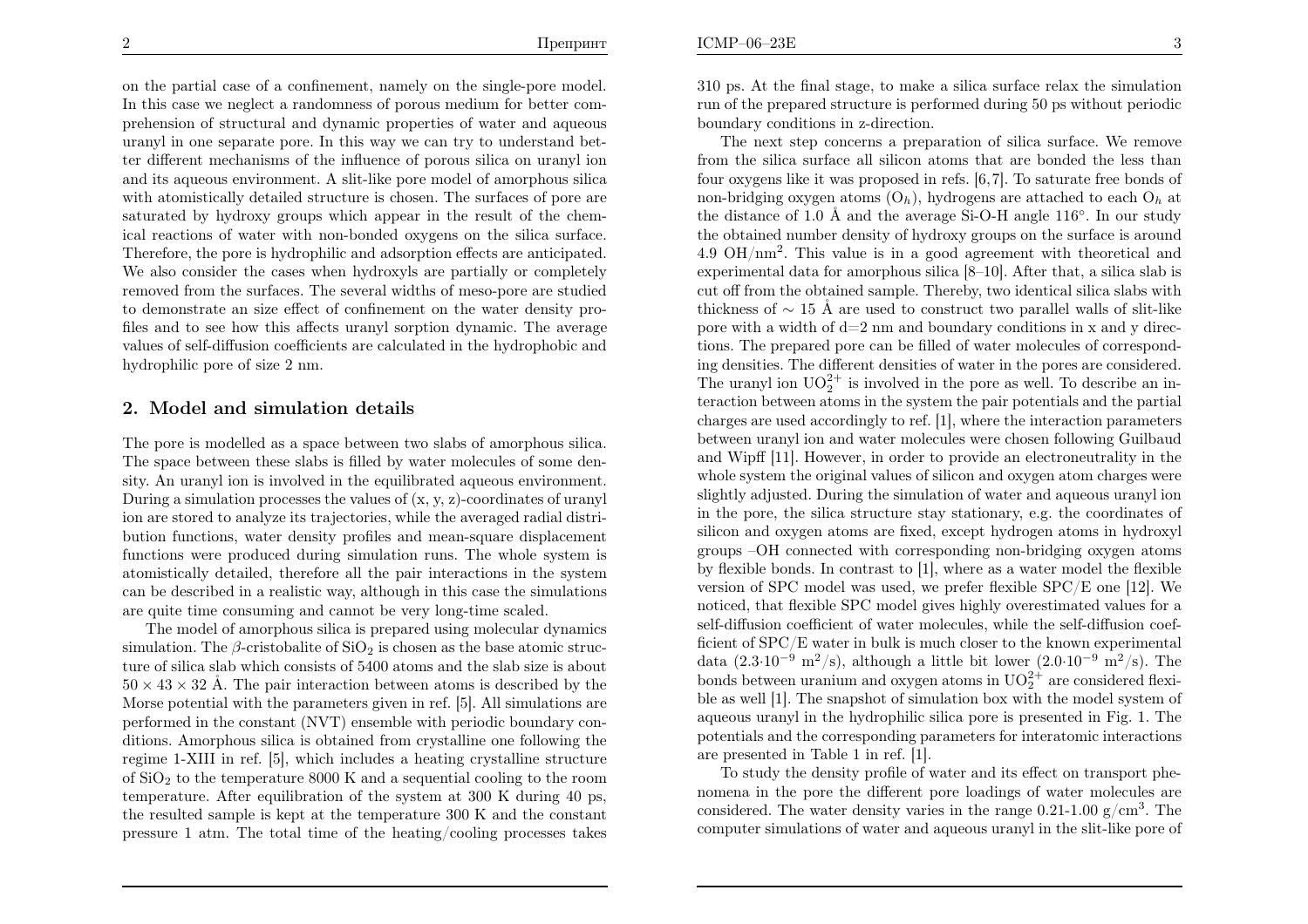on the partial case of a confinement, namely on the single-pore model. In this case we neglect a randomness of porous medium for better comprehension of structural and dynamic properties of water and aqueous uranyl in one separate pore. In this way we can try to understand better different mechanisms of the influence of porous silica on uranyl ion and its aqueous environment. A slit-like pore model of amorphous silica with atomistically detailed structure is chosen. The surfaces of pore are saturated by hydroxy groups which appear in the result of the chemical reactions of water with non-bonded oxygens on the silica surface. Therefore, the pore is hydrophilic and adsorption effects are anticipated. We also consider the cases when hydroxyls are partially or completely removed from the surfaces. The several widths of meso-pore are studied to demonstrate an size effect of confinement on the water density profiles and to see how this affects uranyl sorption dynamic. The average values of self-diffusion coefficients are calculated in the hydrophobic and hydrophilic pore of size 2 nm.

## 2. Model and simulation details

The pore is modelled as a space between two slabs of amorphous silica. The space between these slabs is filled by water molecules of some density. An uranyl ion is involved in the equilibrated aqueous environment. During a simulation processes the values of (x, y, z)-coordinates of uranyl ion are stored to analyze its trajectories, while the averaged radial distribution functions, water density profiles and mean-square displacement functions were produced during simulation runs. The whole system is atomistically detailed, therefore all the pair interactions in the system can be described in a realistic way, although in this case the simulations are quite time consuming and cannot be very long-time scaled.

The model of amorphous silica is prepared using molecular dynamics simulation. The $\beta$-cristobalite of $SiO_2$ is chosen as the base atomic structure of silica slab which consists of 5400 atoms and the slab size is about $50 \times 43 \times 32$ Å. The pair interaction between atoms is described by the Morse potential with the parameters given in ref. [5]. All simulations are performed in the constant (NVT) ensemble with periodic boundary conditions. Amorphous silica is obtained from crystalline one following the regime 1-XIII in ref. [5], which includes a heating crystalline structure of $SiO_2$ to the temperature 8000 K and a sequential cooling to the room temperature. After equilibration of the system at 300 K during 40 ps, the resulted sample is kept at the temperature 300 K and the constant pressure 1 atm. The total time of the heating/cooling processes takes 310 ps. At the final stage, to make a silica surface relax the simulation run of the prepared structure is performed during 50 ps without periodic boundary conditions in z-direction.

The next step concerns a preparation of silica surface. We remove from the silica surface all silicon atoms that are bonded the less than four oxygens like it was proposed in refs. [6,7]. To saturate free bonds of non-bridging oxygen atoms ($O_h$), hydrogens are attached to each $O_h$ at the distance of 1.0 Å and the average Si-O-H angle 116°. In our study the obtained number density of hydroxy groups on the surface is around 4.9 $OH/nm^2$. This value is in a good agreement with theoretical and experimental data for amorphous silica [8–10]. After that, a silica slab is cut off from the obtained sample. Thereby, two identical silica slabs with thickness of $\sim 15$ Å are used to construct two parallel walls of slit-like pore with a width of d=2 nm and boundary conditions in x and y directions. The prepared pore can be filled of water molecules of corresponding densities. The different densities of water in the pores are considered. The uranyl ion $UO_2^{2+}$ is involved in the pore as well. To describe an interaction between atoms in the system the pair potentials and the partial charges are used accordingly to ref. [1], where the interaction parameters between uranyl ion and water molecules were chosen following Guilbaud and Wipff [11]. However, in order to provide an electroneutrality in the whole system the original values of silicon and oxygen atom charges were slightly adjusted. During the simulation of water and aqueous uranyl ion in the pore, the silica structure stay stationary, e.g. the coordinates of silicon and oxygen atoms are fixed, except hydrogen atoms in hydroxyl groups –OH connected with corresponding non-bridging oxygen atoms by flexible bonds. In contrast to [1], where as a water model the flexible version of SPC model was used, we prefer flexible SPC/E one [12]. We noticed, that flexible SPC model gives highly overestimated values for a self-diffusion coefficient of water molecules, while the self-diffusion coefficient of SPC/E water in bulk is much closer to the known experimental data ($2.3{\cdot}10^{-9}$ $m^2/s$), although a little bit lower ($2.0{\cdot}10^{-9}$ $m^2/s$). The bonds between uranium and oxygen atoms in $UO_2^{2+}$ are considered flexible as well [1]. The snapshot of simulation box with the model system of aqueous uranyl in the hydrophilic silica pore is presented in Fig. 1. The potentials and the corresponding parameters for interatomic interactions are presented in Table 1 in ref. [1].

To study the density profile of water and its effect on transport phenomena in the pore the different pore loadings of water molecules are considered. The water density varies in the range 0.21-1.00 $g/cm^3$. The computer simulations of water and aqueous uranyl in the slit-like pore of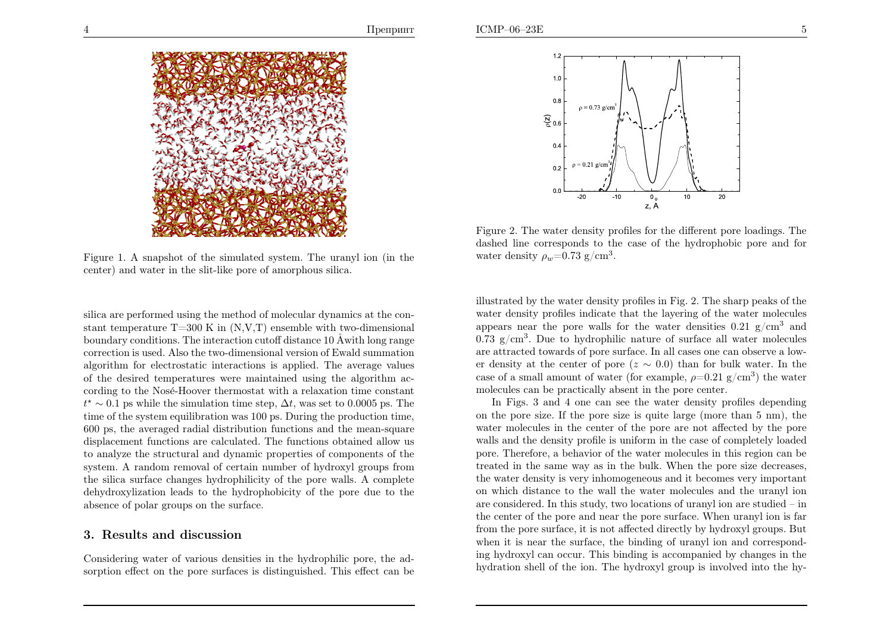Figure 1. A snapshot of the simulated system. The uranyl ion (in the center) and water in the slit-like pore of amorphous silica.

silica are performed using the method of molecular dynamics at the constant temperature T=300 K in (N,V,T) ensemble with two-dimensional boundary conditions. The interaction cutoff distance 10 Åwith long range correction is used. Also the two-dimensional version of Ewald summation algorithm for electrostatic interactions is applied. The average values of the desired temperatures were maintained using the algorithm according to the Nosé-Hoover thermostat with a relaxation time constant $t^{\star} \sim 0.1$ ps while the simulation time step, $\Delta t$, was set to 0.0005 ps. The time of the system equilibration was 100 ps. During the production time, 600 ps, the averaged radial distribution functions and the mean-square displacement functions are calculated. The functions obtained allow us to analyze the structural and dynamic properties of components of the system. A random removal of certain number of hydroxyl groups from the silica surface changes hydrophilicity of the pore walls. A complete dehydroxylization leads to the hydrophobicity of the pore due to the absence of polar groups on the surface.

## 3. Results and discussion

Considering water of various densities in the hydrophilic pore, the adsorption effect on the pore surfaces is distinguished. This effect can be illustrated by the water density profiles in Fig. 2. The sharp peaks of the water density profiles indicate that the layering of the water molecules appears near the pore walls for the water densities 0.21 g/cm$^3$ and 0.73 g/cm$^3$. Due to hydrophilic nature of surface all water molecules are attracted towards of pore surface. In all cases one can observe a lower density at the center of pore ($z \sim 0.0$) than for bulk water. In the case of a small amount of water (for example, $\rho$=0.21 g/cm$^3$) the water molecules can be practically absent in the pore center.

Figure 2. The water density profiles for the different pore loadings. The dashed line corresponds to the case of the hydrophobic pore and for water density $\rho_w$=0.73 g/cm$^3$.

In Figs. 3 and 4 one can see the water density profiles depending on the pore size. If the pore size is quite large (more than 5 nm), the water molecules in the center of the pore are not affected by the pore walls and the density profile is uniform in the case of completely loaded pore. Therefore, a behavior of the water molecules in this region can be treated in the same way as in the bulk. When the pore size decreases, the water density is very inhomogeneous and it becomes very important on which distance to the wall the water molecules and the uranyl ion are considered. In this study, two locations of uranyl ion are studied – in the center of the pore and near the pore surface. When uranyl ion is far from the pore surface, it is not affected directly by hydroxyl groups. But when it is near the surface, the binding of uranyl ion and corresponding hydroxyl can occur. This binding is accompanied by changes in the hydration shell of the ion. The hydroxyl group is involved into the hy-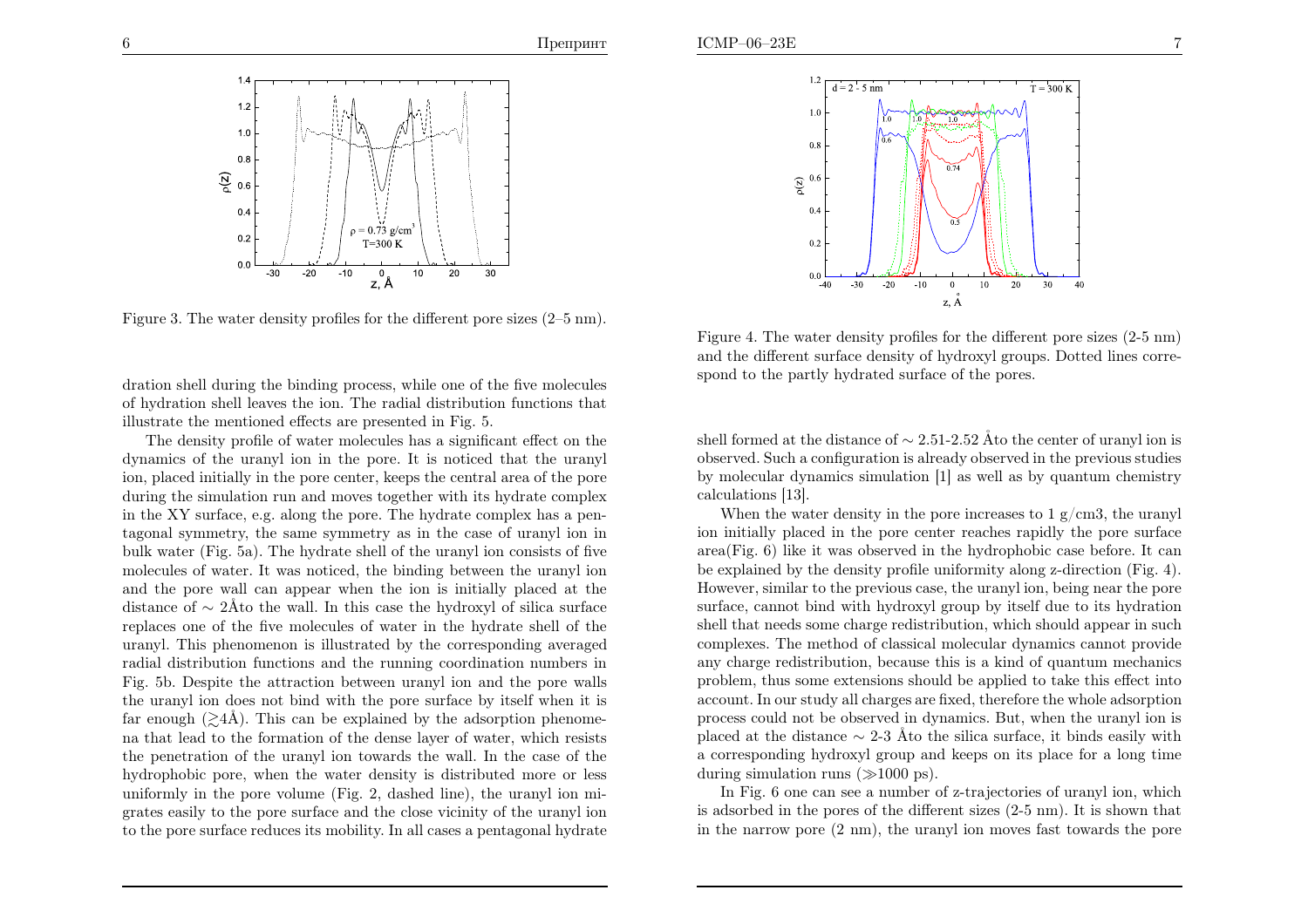Figure 3. The water density profiles for the different pore sizes (2–5 nm).

dration shell during the binding process, while one of the five molecules of hydration shell leaves the ion. The radial distribution functions that illustrate the mentioned effects are presented in Fig. 5.

The density profile of water molecules has a significant effect on the dynamics of the uranyl ion in the pore. It is noticed that the uranyl ion, placed initially in the pore center, keeps the central area of the pore during the simulation run and moves together with its hydrate complex in the XY surface, e.g. along the pore. The hydrate complex has a pentagonal symmetry, the same symmetry as in the case of uranyl ion in bulk water (Fig. 5a). The hydrate shell of the uranyl ion consists of five molecules of water. It was noticed, the binding between the uranyl ion and the pore wall can appear when the ion is initially placed at the distance of $\sim$ 2Åto the wall. In this case the hydroxyl of silica surface replaces one of the five molecules of water in the hydrate shell of the uranyl. This phenomenon is illustrated by the corresponding averaged radial distribution functions and the running coordination numbers in Fig. 5b. Despite the attraction between uranyl ion and the pore walls the uranyl ion does not bind with the pore surface by itself when it is far enough ($\gtrsim$4Å). This can be explained by the adsorption phenomena that lead to the formation of the dense layer of water, which resists the penetration of the uranyl ion towards the wall. In the case of the hydrophobic pore, when the water density is distributed more or less uniformly in the pore volume (Fig. 2, dashed line), the uranyl ion migrates easily to the pore surface and the close vicinity of the uranyl ion to the pore surface reduces its mobility. In all cases a pentagonal hydrate

Figure 4. The water density profiles for the different pore sizes (2-5 nm) and the different surface density of hydroxyl groups. Dotted lines correspond to the partly hydrated surface of the pores.

shell formed at the distance of $\sim$ 2.51-2.52 Åto the center of uranyl ion is observed. Such a configuration is already observed in the previous studies by molecular dynamics simulation [1] as well as by quantum chemistry calculations [13].

When the water density in the pore increases to 1 g/cm3, the uranyl ion initially placed in the pore center reaches rapidly the pore surface area(Fig. 6) like it was observed in the hydrophobic case before. It can be explained by the density profile uniformity along z-direction (Fig. 4). However, similar to the previous case, the uranyl ion, being near the pore surface, cannot bind with hydroxyl group by itself due to its hydration shell that needs some charge redistribution, which should appear in such complexes. The method of classical molecular dynamics cannot provide any charge redistribution, because this is a kind of quantum mechanics problem, thus some extensions should be applied to take this effect into account. In our study all charges are fixed, therefore the whole adsorption process could not be observed in dynamics. But, when the uranyl ion is placed at the distance $\sim$ 2-3 Åto the silica surface, it binds easily with a corresponding hydroxyl group and keeps on its place for a long time during simulation runs ($\gg$1000 ps).

In Fig. 6 one can see a number of z-trajectories of uranyl ion, which is adsorbed in the pores of the different sizes (2-5 nm). It is shown that in the narrow pore (2 nm), the uranyl ion moves fast towards the pore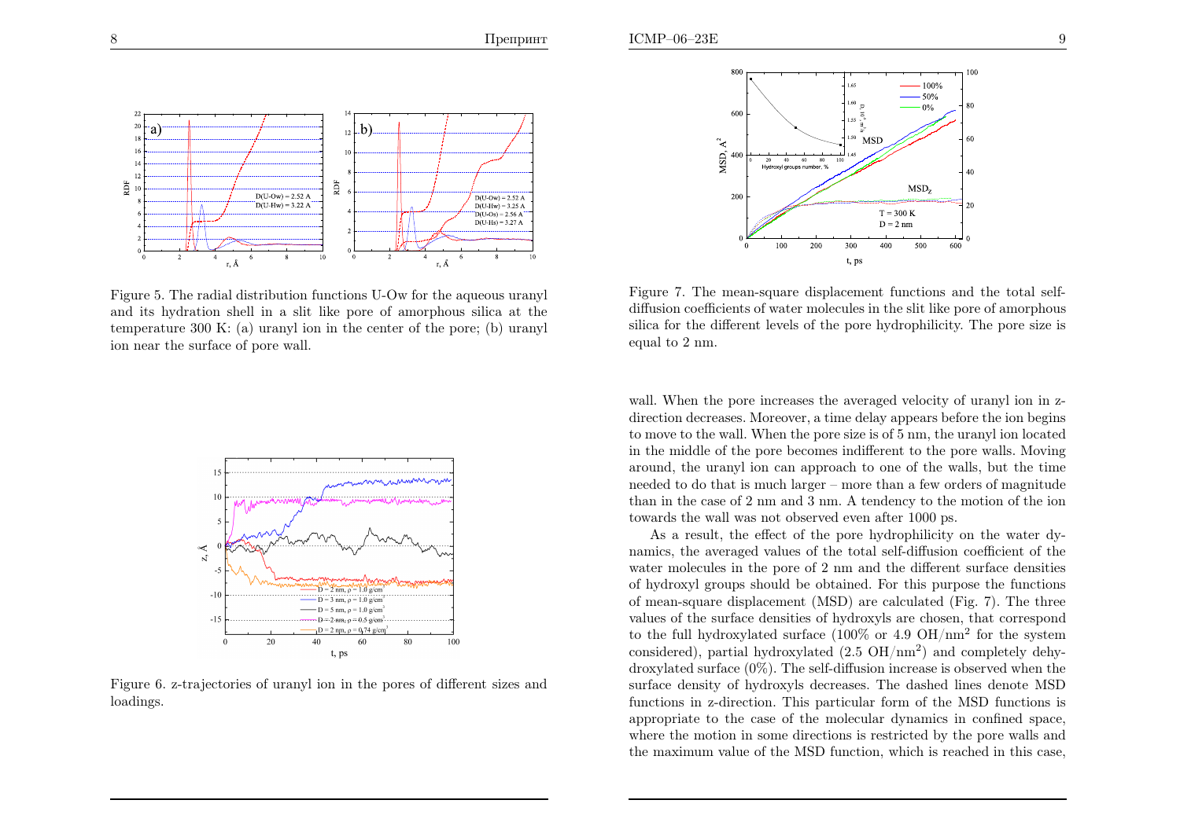Figure 5. The radial distribution functions U-Ow for the aqueous uranyl and its hydration shell in a slit like pore of amorphous silica at the temperature 300 K: (a) uranyl ion in the center of the pore; (b) uranyl ion near the surface of pore wall.

Figure 6. z-trajectories of uranyl ion in the pores of different sizes and loadings.

Figure 7. The mean-square displacement functions and the total self-diffusion coefficients of water molecules in the slit like pore of amorphous silica for the different levels of the pore hydrophilicity. The pore size is equal to 2 nm.

wall. When the pore increases the averaged velocity of uranyl ion in z-direction decreases. Moreover, a time delay appears before the ion begins to move to the wall. When the pore size is of 5 nm, the uranyl ion located in the middle of the pore becomes indifferent to the pore walls. Moving around, the uranyl ion can approach to one of the walls, but the time needed to do that is much larger – more than a few orders of magnitude than in the case of 2 nm and 3 nm. A tendency to the motion of the ion towards the wall was not observed even after 1000 ps.

As a result, the effect of the pore hydrophilicity on the water dynamics, the averaged values of the total self-diffusion coefficient of the water molecules in the pore of 2 nm and the different surface densities of hydroxyl groups should be obtained. For this purpose the functions of mean-square displacement (MSD) are calculated (Fig. 7). The three values of the surface densities of hydroxyls are chosen, that correspond to the full hydroxylated surface (100% or 4.9 $OH/nm^2$ for the system considered), partial hydroxylated (2.5 $OH/nm^2$) and completely dehydroxylated surface (0%). The self-diffusion increase is observed when the surface density of hydroxyls decreases. The dashed lines denote MSD functions in z-direction. This particular form of the MSD functions is appropriate to the case of the molecular dynamics in confined space, where the motion in some directions is restricted by the pore walls and the maximum value of the MSD function, which is reached in this case,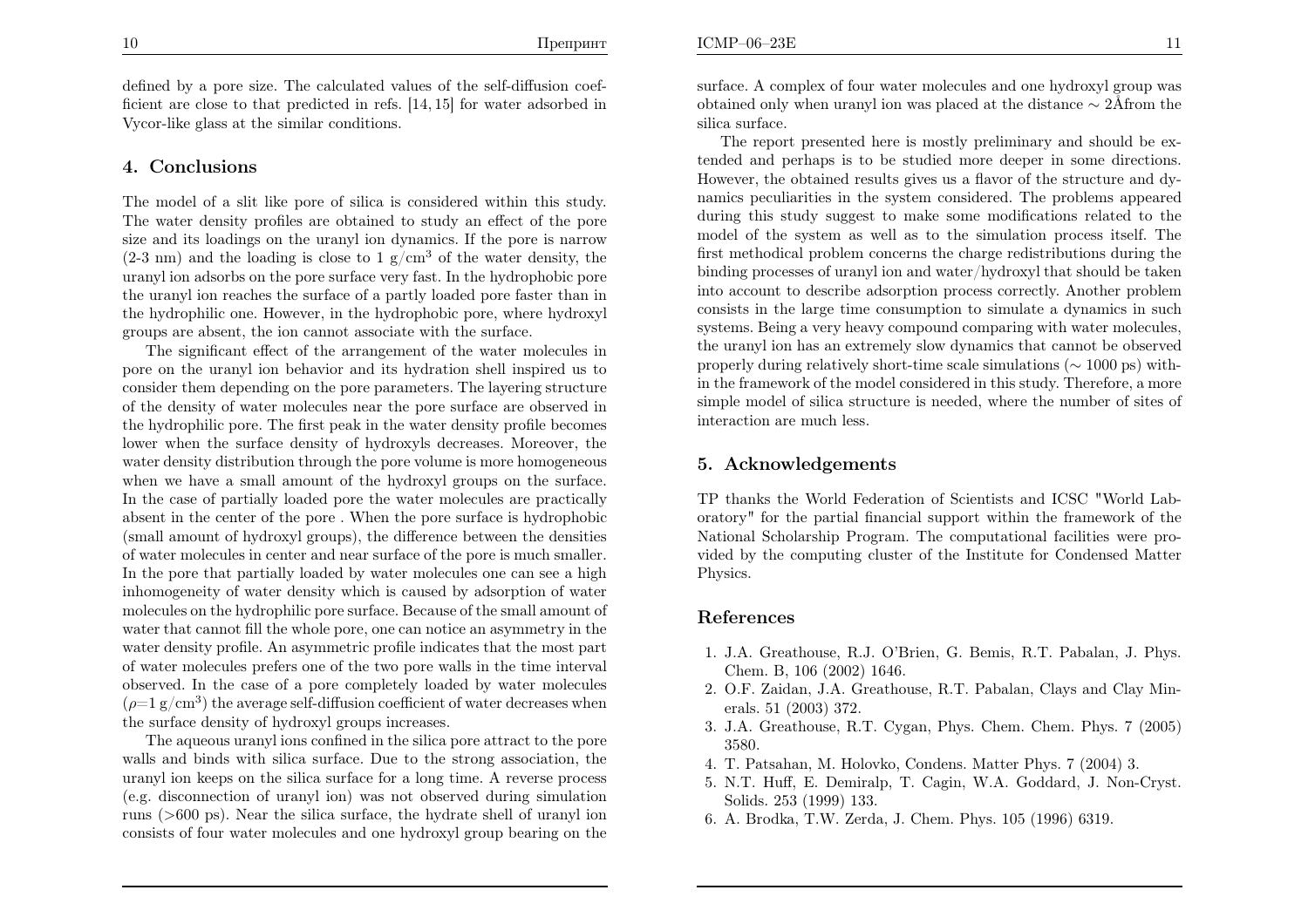defined by a pore size. The calculated values of the self-diffusion coefficient are close to that predicted in refs. [14, 15] for water adsorbed in Vycor-like glass at the similar conditions.

## 4. Conclusions

The model of a slit like pore of silica is considered within this study. The water density profiles are obtained to study an effect of the pore size and its loadings on the uranyl ion dynamics. If the pore is narrow (2-3 nm) and the loading is close to 1 $g/cm^3$ of the water density, the uranyl ion adsorbs on the pore surface very fast. In the hydrophobic pore the uranyl ion reaches the surface of a partly loaded pore faster than in the hydrophilic one. However, in the hydrophobic pore, where hydroxyl groups are absent, the ion cannot associate with the surface.

The significant effect of the arrangement of the water molecules in pore on the uranyl ion behavior and its hydration shell inspired us to consider them depending on the pore parameters. The layering structure of the density of water molecules near the pore surface are observed in the hydrophilic pore. The first peak in the water density profile becomes lower when the surface density of hydroxyls decreases. Moreover, the water density distribution through the pore volume is more homogeneous when we have a small amount of the hydroxyl groups on the surface. In the case of partially loaded pore the water molecules are practically absent in the center of the pore . When the pore surface is hydrophobic (small amount of hydroxyl groups), the difference between the densities of water molecules in center and near surface of the pore is much smaller. In the pore that partially loaded by water molecules one can see a high inhomogeneity of water density which is caused by adsorption of water molecules on the hydrophilic pore surface. Because of the small amount of water that cannot fill the whole pore, one can notice an asymmetry in the water density profile. An asymmetric profile indicates that the most part of water molecules prefers one of the two pore walls in the time interval observed. In the case of a pore completely loaded by water molecules ($\rho$=1 $g/cm^3$) the average self-diffusion coefficient of water decreases when the surface density of hydroxyl groups increases.

The aqueous uranyl ions confined in the silica pore attract to the pore walls and binds with silica surface. Due to the strong association, the uranyl ion keeps on the silica surface for a long time. A reverse process (e.g. disconnection of uranyl ion) was not observed during simulation runs (>600 ps). Near the silica surface, the hydrate shell of uranyl ion consists of four water molecules and one hydroxyl group bearing on the surface. A complex of four water molecules and one hydroxyl group was obtained only when uranyl ion was placed at the distance ∼ 2Åfrom the silica surface.

The report presented here is mostly preliminary and should be extended and perhaps is to be studied more deeper in some directions. However, the obtained results gives us a flavor of the structure and dynamics peculiarities in the system considered. The problems appeared during this study suggest to make some modifications related to the model of the system as well as to the simulation process itself. The first methodical problem concerns the charge redistributions during the binding processes of uranyl ion and water/hydroxyl that should be taken into account to describe adsorption process correctly. Another problem consists in the large time consumption to simulate a dynamics in such systems. Being a very heavy compound comparing with water molecules, the uranyl ion has an extremely slow dynamics that cannot be observed properly during relatively short-time scale simulations (∼ 1000 ps) within the framework of the model considered in this study. Therefore, a more simple model of silica structure is needed, where the number of sites of interaction are much less.

## 5. Acknowledgements

TP thanks the World Federation of Scientists and ICSC "World Laboratory" for the partial financial support within the framework of the National Scholarship Program. The computational facilities were provided by the computing cluster of the Institute for Condensed Matter Physics.

## References

1. J.A. Greathouse, R.J. O'Brien, G. Bemis, R.T. Pabalan, J. Phys. Chem. B, 106 (2002) 1646.
2. O.F. Zaidan, J.A. Greathouse, R.T. Pabalan, Clays and Clay Minerals. 51 (2003) 372.
3. J.A. Greathouse, R.T. Cygan, Phys. Chem. Chem. Phys. 7 (2005) 3580.
4. T. Patsahan, M. Holovko, Condens. Matter Phys. 7 (2004) 3.
5. N.T. Huff, E. Demiralp, T. Cagin, W.A. Goddard, J. Non-Cryst. Solids. 253 (1999) 133.
6. A. Brodka, T.W. Zerda, J. Chem. Phys. 105 (1996) 6319.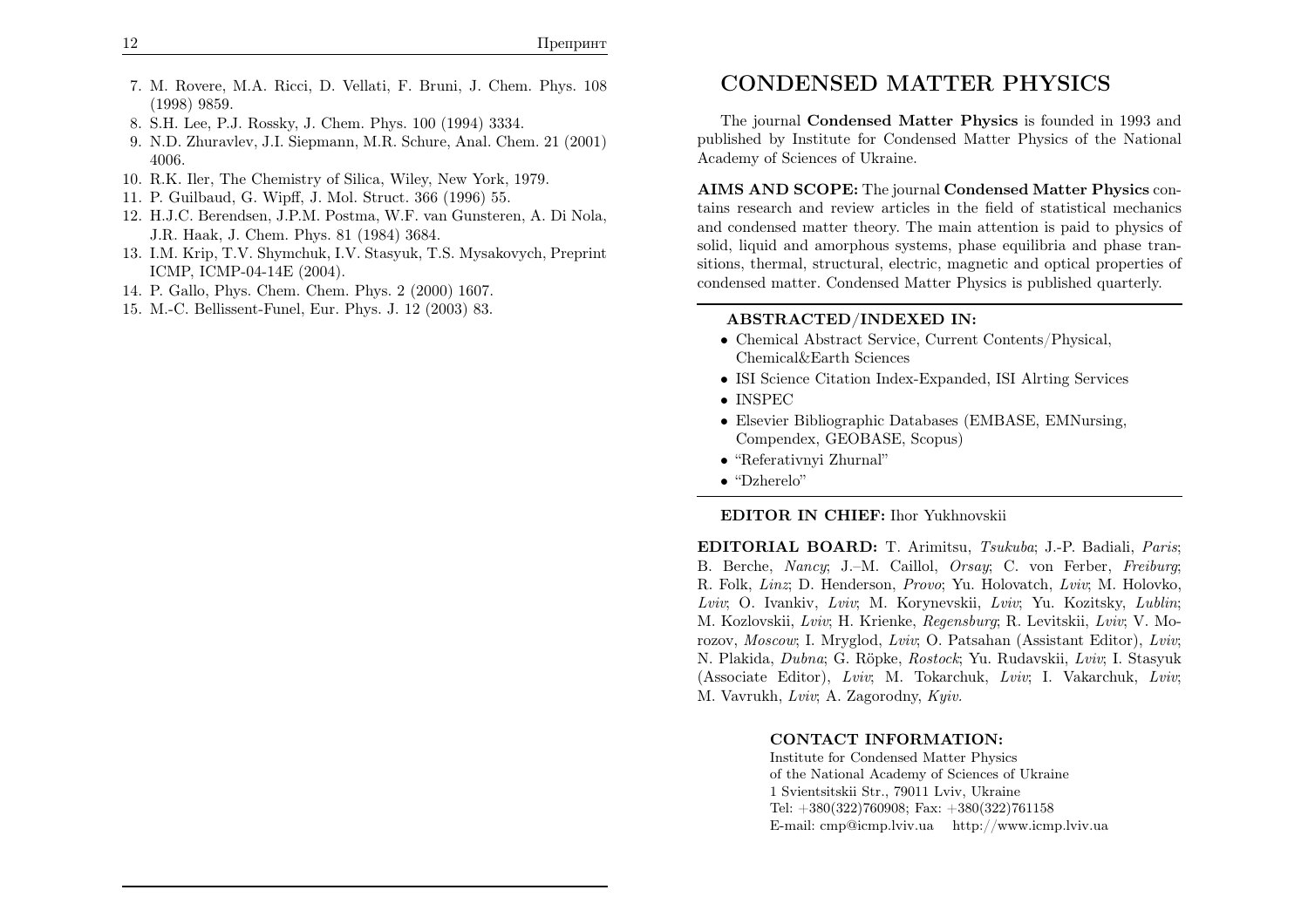7. M. Rovere, M.A. Ricci, D. Vellati, F. Bruni, J. Chem. Phys. 108 (1998) 9859.
8. S.H. Lee, P.J. Rossky, J. Chem. Phys. 100 (1994) 3334.
9. N.D. Zhuravlev, J.I. Siepmann, M.R. Schure, Anal. Chem. 21 (2001) 4006.
10. R.K. Iler, The Chemistry of Silica, Wiley, New York, 1979.
11. P. Guilbaud, G. Wipff, J. Mol. Struct. 366 (1996) 55.
12. H.J.C. Berendsen, J.P.M. Postma, W.F. van Gunsteren, A. Di Nola, J.R. Haak, J. Chem. Phys. 81 (1984) 3684.
13. I.M. Krip, T.V. Shymchuk, I.V. Stasyuk, T.S. Mysakovych, Preprint ICMP, ICMP-04-14E (2004).
14. P. Gallo, Phys. Chem. Chem. Phys. 2 (2000) 1607.
15. M.-C. Bellissent-Funel, Eur. Phys. J. 12 (2003) 83.

# CONDENSED MATTER PHYSICS

The journal **Condensed Matter Physics** is founded in 1993 and published by Institute for Condensed Matter Physics of the National Academy of Sciences of Ukraine.

**AIMS AND SCOPE:** The journal **Condensed Matter Physics** contains research and review articles in the field of statistical mechanics and condensed matter theory. The main attention is paid to physics of solid, liquid and amorphous systems, phase equilibria and phase transitions, thermal, structural, electric, magnetic and optical properties of condensed matter. Condensed Matter Physics is published quarterly.

**ABSTRACTED/INDEXED IN:**

- Chemical Abstract Service, Current Contents/Physical, Chemical&Earth Sciences
- ISI Science Citation Index-Expanded, ISI Alrting Services
- INSPEC
- Elsevier Bibliographic Databases (EMBASE, EMNursing, Compendex, GEOBASE, Scopus)
- "Referativnyi Zhurnal"
- "Dzherelo"

**EDITOR IN CHIEF:** Ihor Yukhnovskii

**EDITORIAL BOARD:** T. Arimitsu, *Tsukuba*; J.-P. Badiali, *Paris*; B. Berche, *Nancy*; J.–M. Caillol, *Orsay*; C. von Ferber, *Freiburg*; R. Folk, *Linz*; D. Henderson, *Provo*; Yu. Holovatch, *Lviv*; M. Holovko, *Lviv*; O. Ivankiv, *Lviv*; M. Korynevskii, *Lviv*; Yu. Kozitsky, *Lublin*; M. Kozlovskii, *Lviv*; H. Krienke, *Regensburg*; R. Levitskii, *Lviv*; V. Morozov, *Moscow*; I. Mryglod, *Lviv*; O. Patsahan (Assistant Editor), *Lviv*; N. Plakida, *Dubna*; G. Röpke, *Rostock*; Yu. Rudavskii, *Lviv*; I. Stasyuk (Associate Editor), *Lviv*; M. Tokarchuk, *Lviv*; I. Vakarchuk, *Lviv*; M. Vavrukh, *Lviv*; A. Zagorodny, *Kyiv*.

**CONTACT INFORMATION:**

Institute for Condensed Matter Physics
of the National Academy of Sciences of Ukraine
1 Svientsitskii Str., 79011 Lviv, Ukraine
Tel: +380(322)760908; Fax: +380(322)761158
E-mail: cmp@icmp.lviv.ua http://www.icmp.lviv.ua